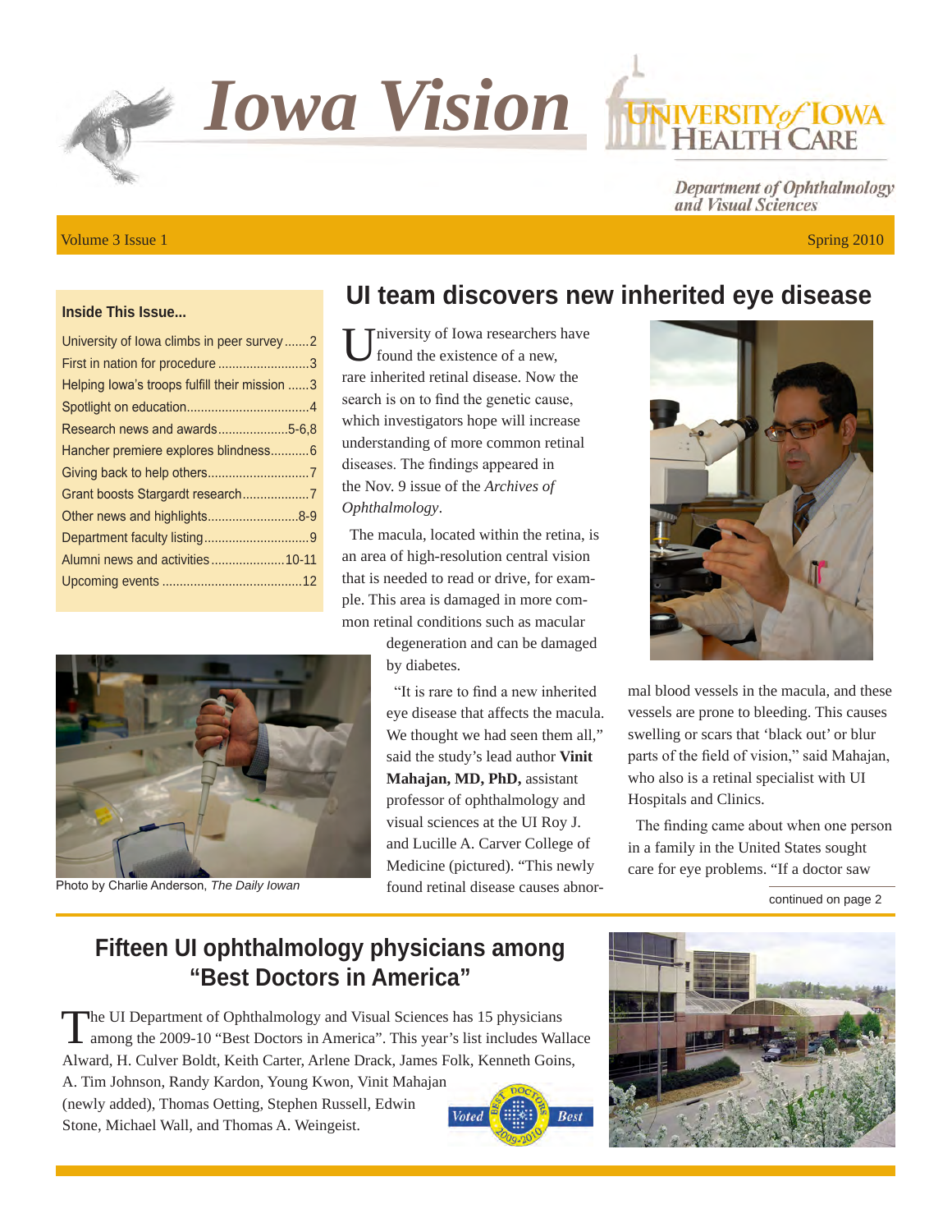// Iowa Vision

# Iowa Vision

University of Iowa Health Care

*Department of Ophthalmology and Visual Sciences*

Volume 3 Issue 1 — Spring 2010

**Inside This Issue...**

- University of Iowa climbs in peer survey .......2
- First in nation for procedure ..........................3
- Helping Iowa's troops fulfill their mission ......3
- Spotlight on education....................................4
- Research news and awards....................5-6,8
- Hancher premiere explores blindness...........6
- Giving back to help others.............................7
- Grant boosts Stargardt research...................7
- Other news and highlights..........................8-9
- Department faculty listing..............................9
- Alumni news and activities.....................10-11
- Upcoming events ........................................12

## UI team discovers new inherited eye disease

University of Iowa researchers have found the existence of a new, rare inherited retinal disease. Now the search is on to find the genetic cause, which investigators hope will increase understanding of more common retinal diseases. The findings appeared in the Nov. 9 issue of the *Archives of Ophthalmology*.

The macula, located within the retina, is an area of high-resolution central vision that is needed to read or drive, for example. This area is damaged in more common retinal conditions such as macular degeneration and can be damaged by diabetes.

"It is rare to find a new inherited eye disease that affects the macula. We thought we had seen them all," said the study's lead author **Vinit Mahajan, MD, PhD,** assistant professor of ophthalmology and visual sciences at the UI Roy J. and Lucille A. Carver College of Medicine (pictured). "This newly found retinal disease causes abnormal blood vessels in the macula, and these vessels are prone to bleeding. This causes swelling or scars that 'black out' or blur parts of the field of vision," said Mahajan, who also is a retinal specialist with UI Hospitals and Clinics.

The finding came about when one person in a family in the United States sought care for eye problems. "If a doctor saw

continued on page 2

Photo by Charlie Anderson, *The Daily Iowan*

## Fifteen UI ophthalmology physicians among "Best Doctors in America"

The UI Department of Ophthalmology and Visual Sciences has 15 physicians among the 2009-10 "Best Doctors in America". This year's list includes Wallace Alward, H. Culver Boldt, Keith Carter, Arlene Drack, James Folk, Kenneth Goins, A. Tim Johnson, Randy Kardon, Young Kwon, Vinit Mahajan (newly added), Thomas Oetting, Stephen Russell, Edwin Stone, Michael Wall, and Thomas A. Weingeist.

Voted Best Doctors 2009-2010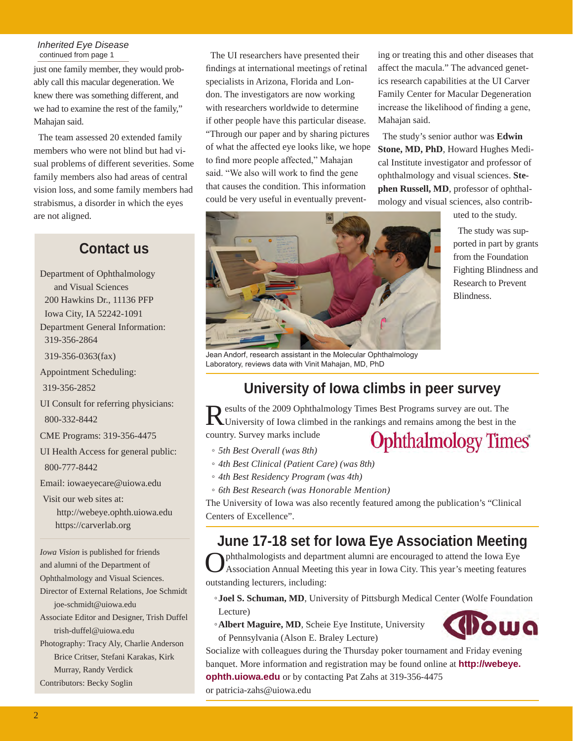*Inherited Eye Disease*
continued from page 1

just one family member, they would probably call this macular degeneration. We knew there was something different, and we had to examine the rest of the family," Mahajan said.

The team assessed 20 extended family members who were not blind but had visual problems of different severities. Some family members also had areas of central vision loss, and some family members had strabismus, a disorder in which the eyes are not aligned.

The UI researchers have presented their findings at international meetings of retinal specialists in Arizona, Florida and London. The investigators are now working with researchers worldwide to determine if other people have this particular disease. "Through our paper and by sharing pictures of what the affected eye looks like, we hope to find more people affected," Mahajan said. "We also will work to find the gene that causes the condition. This information could be very useful in eventually preventing or treating this and other diseases that affect the macula." The advanced genetics research capabilities at the UI Carver Family Center for Macular Degeneration increase the likelihood of finding a gene, Mahajan said.

The study's senior author was **Edwin Stone, MD, PhD**, Howard Hughes Medical Institute investigator and professor of ophthalmology and visual sciences. **Stephen Russell, MD**, professor of ophthalmology and visual sciences, also contributed to the study.

The study was supported in part by grants from the Foundation Fighting Blindness and Research to Prevent Blindness.

Jean Andorf, research assistant in the Molecular Ophthalmology Laboratory, reviews data with Vinit Mahajan, MD, PhD

## Contact us

Department of Ophthalmology and Visual Sciences
200 Hawkins Dr., 11136 PFP
Iowa City, IA 52242-1091

Department General Information:
319-356-2864
319-356-0363(fax)

Appointment Scheduling:
319-356-2852

UI Consult for referring physicians:
800-332-8442

CME Programs: 319-356-4475

UI Health Access for general public:
800-777-8442

Email: iowaeyecare@uiowa.edu

Visit our web sites at:
http://webeye.ophth.uiowa.edu
https://carverlab.org

*Iowa Vision* is published for friends and alumni of the Department of Ophthalmology and Visual Sciences.

Director of External Relations, Joe Schmidt
joe-schmidt@uiowa.edu

Associate Editor and Designer, Trish Duffel
trish-duffel@uiowa.edu

Photography: Tracy Aly, Charlie Anderson, Brice Critser, Stefani Karakas, Kirk Murray, Randy Verdick

Contributors: Becky Soglin

## University of Iowa climbs in peer survey

Results of the 2009 Ophthalmology Times Best Programs survey are out. The University of Iowa climbed in the rankings and remains among the best in the country. Survey marks include

- *5th Best Overall (was 8th)*
- *4th Best Clinical (Patient Care) (was 8th)*
- *4th Best Residency Program (was 4th)*
- *6th Best Research (was Honorable Mention)*

The University of Iowa was also recently featured among the publication's "Clinical Centers of Excellence".

## June 17-18 set for Iowa Eye Association Meeting

Ophthalmologists and department alumni are encouraged to attend the Iowa Eye Association Annual Meeting this year in Iowa City. This year's meeting features outstanding lecturers, including:

- **Joel S. Schuman, MD**, University of Pittsburgh Medical Center (Wolfe Foundation Lecture)
- **Albert Maguire, MD**, Scheie Eye Institute, University of Pennsylvania (Alson E. Braley Lecture)

Socialize with colleagues during the Thursday poker tournament and Friday evening banquet. More information and registration may be found online at **http://webeye.ophth.uiowa.edu** or by contacting Pat Zahs at 319-356-4475 or patricia-zahs@uiowa.edu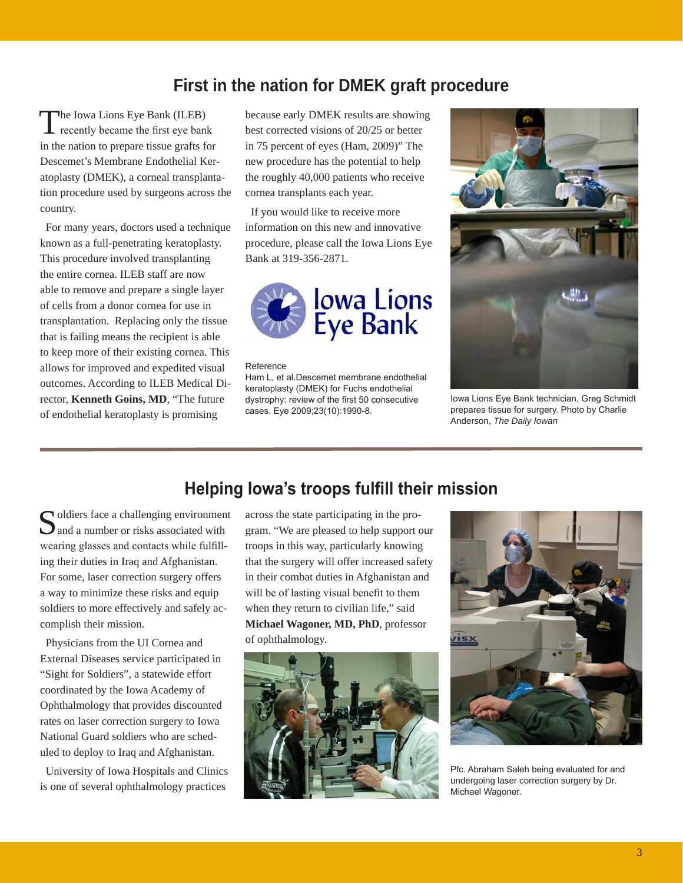## First in the nation for DMEK graft procedure

The Iowa Lions Eye Bank (ILEB) recently became the first eye bank in the nation to prepare tissue grafts for Descemet's Membrane Endothelial Keratoplasty (DMEK), a corneal transplantation procedure used by surgeons across the country.

For many years, doctors used a technique known as a full-penetrating keratoplasty. This procedure involved transplanting the entire cornea. ILEB staff are now able to remove and prepare a single layer of cells from a donor cornea for use in transplantation. Replacing only the tissue that is failing means the recipient is able to keep more of their existing cornea. This allows for improved and expedited visual outcomes. According to ILEB Medical Director, **Kenneth Goins, MD**, "The future of endothelial keratoplasty is promising because early DMEK results are showing best corrected visions of 20/25 or better in 75 percent of eyes (Ham, 2009)" The new procedure has the potential to help the roughly 40,000 patients who receive cornea transplants each year.

If you would like to receive more information on this new and innovative procedure, please call the Iowa Lions Eye Bank at 319-356-2871.

Iowa Lions Eye Bank

Reference
Ham L, et al.Descemet membrane endothelial keratoplasty (DMEK) for Fuchs endothelial dystrophy: review of the first 50 consecutive cases. Eye 2009;23(10):1990-8.

Iowa Lions Eye Bank technician, Greg Schmidt prepares tissue for surgery. Photo by Charlie Anderson, *The Daily Iowan*

## Helping Iowa's troops fulfill their mission

Soldiers face a challenging environment and a number or risks associated with wearing glasses and contacts while fulfilling their duties in Iraq and Afghanistan. For some, laser correction surgery offers a way to minimize these risks and equip soldiers to more effectively and safely accomplish their mission.

Physicians from the UI Cornea and External Diseases service participated in "Sight for Soldiers", a statewide effort coordinated by the Iowa Academy of Ophthalmology that provides discounted rates on laser correction surgery to Iowa National Guard soldiers who are scheduled to deploy to Iraq and Afghanistan.

University of Iowa Hospitals and Clinics is one of several ophthalmology practices across the state participating in the program. "We are pleased to help support our troops in this way, particularly knowing that the surgery will offer increased safety in their combat duties in Afghanistan and will be of lasting visual benefit to them when they return to civilian life," said **Michael Wagoner, MD, PhD**, professor of ophthalmology.

Pfc. Abraham Saleh being evaluated for and undergoing laser correction surgery by Dr. Michael Wagoner.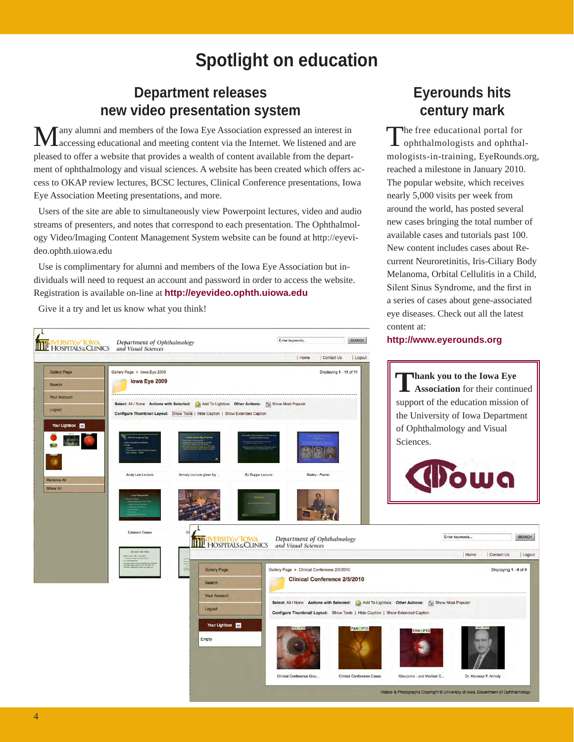# Spotlight on education

## Department releases new video presentation system

Many alumni and members of the Iowa Eye Association expressed an interest in accessing educational and meeting content via the Internet. We listened and are pleased to offer a website that provides a wealth of content available from the department of ophthalmology and visual sciences. A website has been created which offers access to OKAP review lectures, BCSC lectures, Clinical Conference presentations, Iowa Eye Association Meeting presentations, and more.

Users of the site are able to simultaneously view Powerpoint lectures, video and audio streams of presenters, and notes that correspond to each presentation. The Ophthalmology Video/Imaging Content Management System website can be found at http://eyevideo.ophth.uiowa.edu

Use is complimentary for alumni and members of the Iowa Eye Association but individuals will need to request an account and password in order to access the website. Registration is available on-line at **http://eyevideo.ophth.uiowa.edu**

Give it a try and let us know what you think!

## Eyerounds hits century mark

The free educational portal for ophthalmologists and ophthalmologists-in-training, EyeRounds.org, reached a milestone in January 2010. The popular website, which receives nearly 5,000 visits per week from around the world, has posted several new cases bringing the total number of available cases and tutorials past 100. New content includes cases about Recurrent Neuroretinitis, Iris-Ciliary Body Melanoma, Orbital Cellulitis in a Child, Silent Sinus Syndrome, and the first in a series of cases about gene-associated eye diseases. Check out all the latest content at:

**http://www.eyerounds.org**

**Thank you to the Iowa Eye Association** for their continued support of the education mission of the University of Iowa Department of Ophthalmology and Visual Sciences.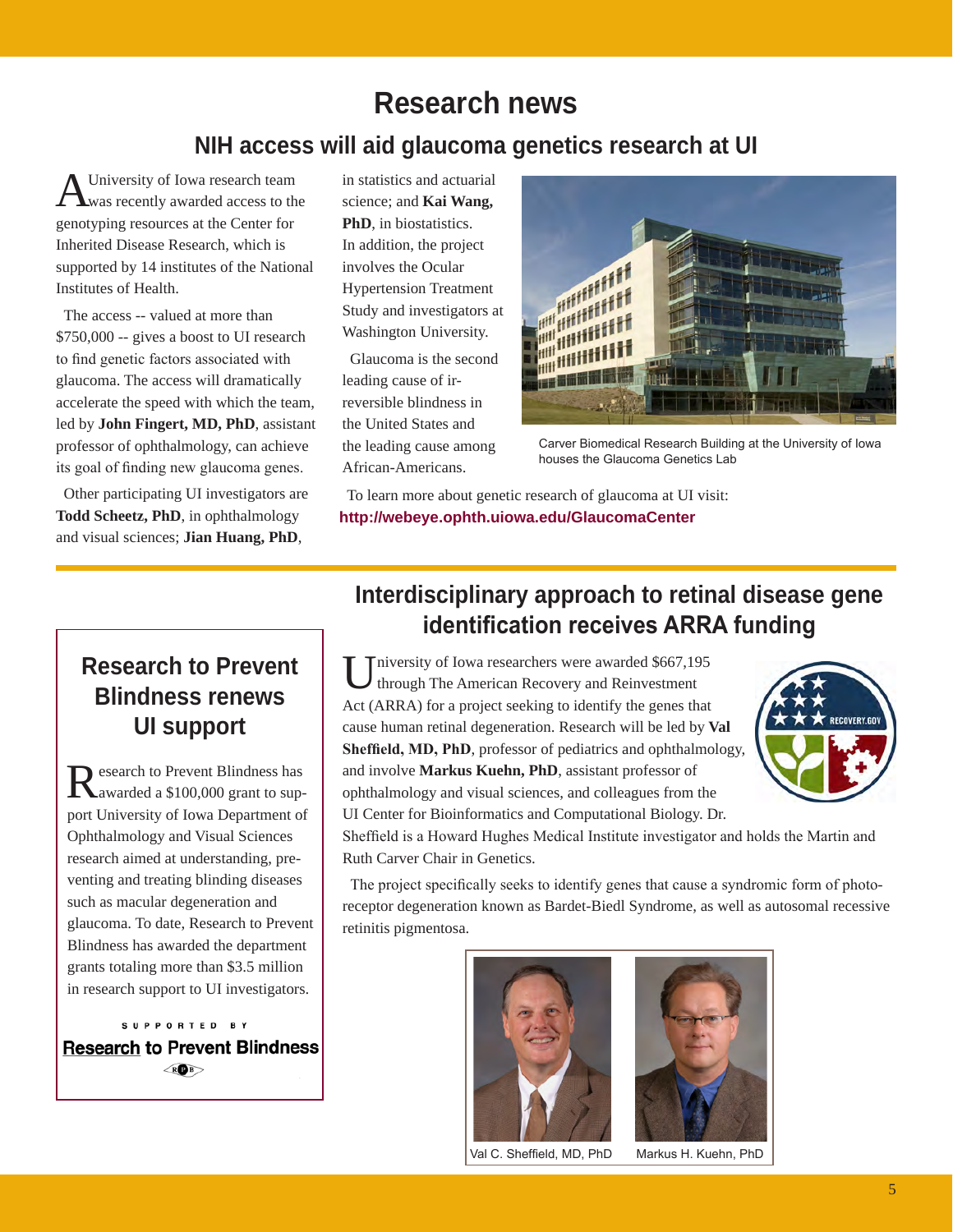# Research news

## NIH access will aid glaucoma genetics research at UI

A University of Iowa research team was recently awarded access to the genotyping resources at the Center for Inherited Disease Research, which is supported by 14 institutes of the National Institutes of Health.

The access -- valued at more than $750,000 -- gives a boost to UI research to find genetic factors associated with glaucoma. The access will dramatically accelerate the speed with which the team, led by **John Fingert, MD, PhD**, assistant professor of ophthalmology, can achieve its goal of finding new glaucoma genes.

Other participating UI investigators are **Todd Scheetz, PhD**, in ophthalmology and visual sciences; **Jian Huang, PhD**, in statistics and actuarial science; and **Kai Wang, PhD**, in biostatistics. In addition, the project involves the Ocular Hypertension Treatment Study and investigators at Washington University.

Glaucoma is the second leading cause of irreversible blindness in the United States and the leading cause among African-Americans.

Carver Biomedical Research Building at the University of Iowa houses the Glaucoma Genetics Lab

To learn more about genetic research of glaucoma at UI visit: **http://webeye.ophth.uiowa.edu/GlaucomaCenter**

## Interdisciplinary approach to retinal disease gene identification receives ARRA funding

University of Iowa researchers were awarded $667,195 through The American Recovery and Reinvestment Act (ARRA) for a project seeking to identify the genes that cause human retinal degeneration. Research will be led by **Val Sheffield, MD, PhD**, professor of pediatrics and ophthalmology, and involve **Markus Kuehn, PhD**, assistant professor of ophthalmology and visual sciences, and colleagues from the UI Center for Bioinformatics and Computational Biology. Dr. Sheffield is a Howard Hughes Medical Institute investigator and holds the Martin and Ruth Carver Chair in Genetics.

The project specifically seeks to identify genes that cause a syndromic form of photoreceptor degeneration known as Bardet-Biedl Syndrome, as well as autosomal recessive retinitis pigmentosa.

Val C. Sheffield, MD, PhD

Markus H. Kuehn, PhD

## Research to Prevent Blindness renews UI support

Research to Prevent Blindness has awarded a $100,000 grant to support University of Iowa Department of Ophthalmology and Visual Sciences research aimed at understanding, preventing and treating blinding diseases such as macular degeneration and glaucoma. To date, Research to Prevent Blindness has awarded the department grants totaling more than $3.5 million in research support to UI investigators.

SUPPORTED BY

**Research to Prevent Blindness**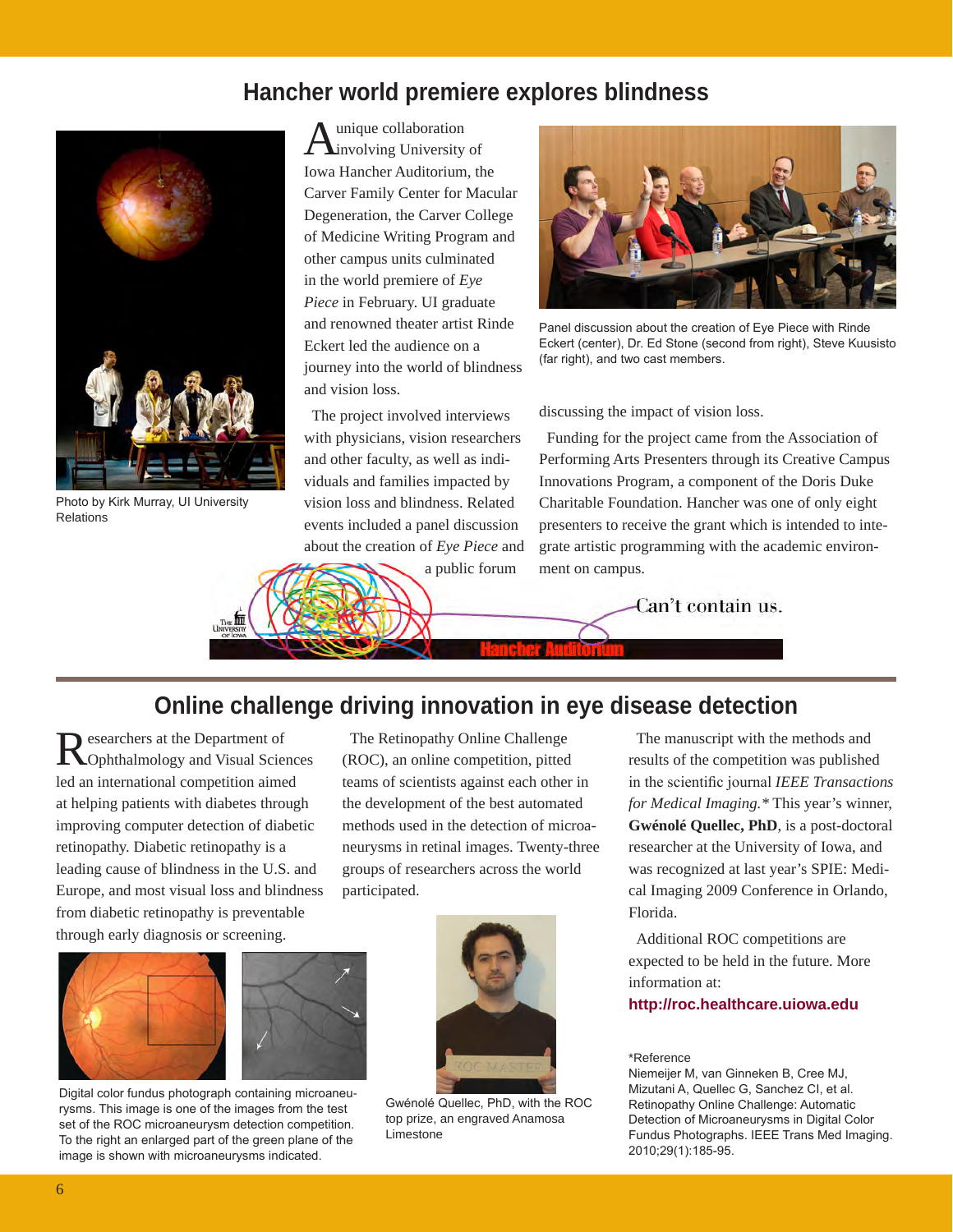# Hancher world premiere explores blindness

Photo by Kirk Murray, UI University Relations

A unique collaboration involving University of Iowa Hancher Auditorium, the Carver Family Center for Macular Degeneration, the Carver College of Medicine Writing Program and other campus units culminated in the world premiere of *Eye Piece* in February. UI graduate and renowned theater artist Rinde Eckert led the audience on a journey into the world of blindness and vision loss.

The project involved interviews with physicians, vision researchers and other faculty, as well as individuals and families impacted by vision loss and blindness. Related events included a panel discussion about the creation of *Eye Piece* and a public forum discussing the impact of vision loss.

Panel discussion about the creation of Eye Piece with Rinde Eckert (center), Dr. Ed Stone (second from right), Steve Kuusisto (far right), and two cast members.

Funding for the project came from the Association of Performing Arts Presenters through its Creative Campus Innovations Program, a component of the Doris Duke Charitable Foundation. Hancher was one of only eight presenters to receive the grant which is intended to integrate artistic programming with the academic environment on campus.

The University of Iowa — Can't contain us. — Hancher Auditorium

# Online challenge driving innovation in eye disease detection

Researchers at the Department of Ophthalmology and Visual Sciences led an international competition aimed at helping patients with diabetes through improving computer detection of diabetic retinopathy. Diabetic retinopathy is a leading cause of blindness in the U.S. and Europe, and most visual loss and blindness from diabetic retinopathy is preventable through early diagnosis or screening.

Digital color fundus photograph containing microaneurysms. This image is one of the images from the test set of the ROC microaneurysm detection competition. To the right an enlarged part of the green plane of the image is shown with microaneurysms indicated.

The Retinopathy Online Challenge (ROC), an online competition, pitted teams of scientists against each other in the development of the best automated methods used in the detection of microaneurysms in retinal images. Twenty-three groups of researchers across the world participated.

Gwénolé Quellec, PhD, with the ROC top prize, an engraved Anamosa Limestone

The manuscript with the methods and results of the competition was published in the scientific journal *IEEE Transactions for Medical Imaging.** This year's winner, **Gwénolé Quellec, PhD**, is a post-doctoral researcher at the University of Iowa, and was recognized at last year's SPIE: Medical Imaging 2009 Conference in Orlando, Florida.

Additional ROC competitions are expected to be held in the future. More information at:

**http://roc.healthcare.uiowa.edu**

*Reference
Niemeijer M, van Ginneken B, Cree MJ, Mizutani A, Quellec G, Sanchez CI, et al. Retinopathy Online Challenge: Automatic Detection of Microaneurysms in Digital Color Fundus Photographs. IEEE Trans Med Imaging. 2010;29(1):185-95.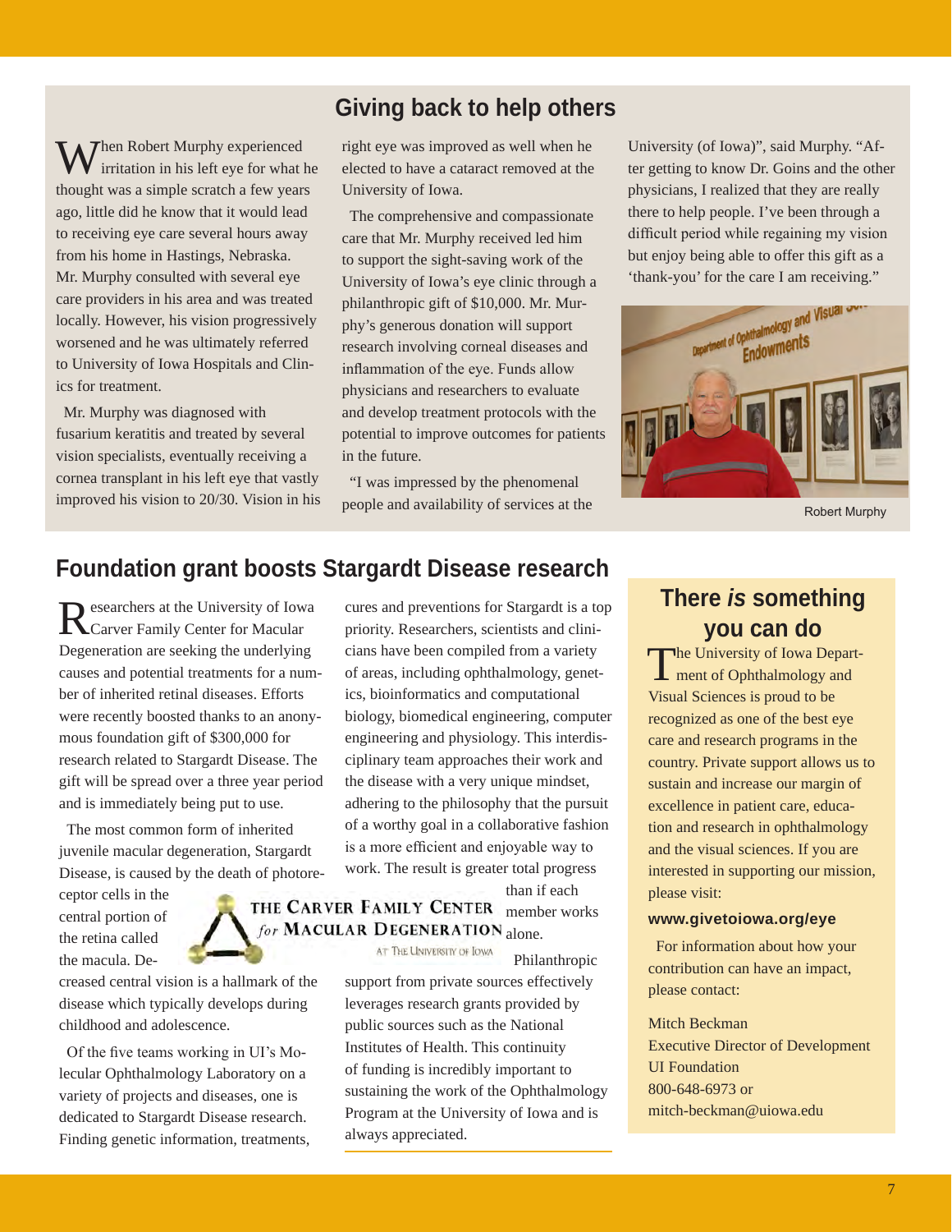## Giving back to help others

When Robert Murphy experienced irritation in his left eye for what he thought was a simple scratch a few years ago, little did he know that it would lead to receiving eye care several hours away from his home in Hastings, Nebraska. Mr. Murphy consulted with several eye care providers in his area and was treated locally. However, his vision progressively worsened and he was ultimately referred to University of Iowa Hospitals and Clinics for treatment.

Mr. Murphy was diagnosed with fusarium keratitis and treated by several vision specialists, eventually receiving a cornea transplant in his left eye that vastly improved his vision to 20/30. Vision in his right eye was improved as well when he elected to have a cataract removed at the University of Iowa.

The comprehensive and compassionate care that Mr. Murphy received led him to support the sight-saving work of the University of Iowa's eye clinic through a philanthropic gift of $10,000. Mr. Murphy's generous donation will support research involving corneal diseases and inflammation of the eye. Funds allow physicians and researchers to evaluate and develop treatment protocols with the potential to improve outcomes for patients in the future.

"I was impressed by the phenomenal people and availability of services at the University (of Iowa)", said Murphy. "After getting to know Dr. Goins and the other physicians, I realized that they are really there to help people. I've been through a difficult period while regaining my vision but enjoy being able to offer this gift as a 'thank-you' for the care I am receiving."

Robert Murphy

## Foundation grant boosts Stargardt Disease research

Researchers at the University of Iowa Carver Family Center for Macular Degeneration are seeking the underlying causes and potential treatments for a number of inherited retinal diseases. Efforts were recently boosted thanks to an anonymous foundation gift of $300,000 for research related to Stargardt Disease. The gift will be spread over a three year period and is immediately being put to use.

The most common form of inherited juvenile macular degeneration, Stargardt Disease, is caused by the death of photoreceptor cells in the central portion of the retina called the macula. Decreased central vision is a hallmark of the disease which typically develops during childhood and adolescence.

THE CARVER FAMILY CENTER *for* MACULAR DEGENERATION AT THE UNIVERSITY OF IOWA

Of the five teams working in UI's Molecular Ophthalmology Laboratory on a variety of projects and diseases, one is dedicated to Stargardt Disease research. Finding genetic information, treatments, cures and preventions for Stargardt is a top priority. Researchers, scientists and clinicians have been compiled from a variety of areas, including ophthalmology, genetics, bioinformatics and computational biology, biomedical engineering, computer engineering and physiology. This interdisciplinary team approaches their work and the disease with a very unique mindset, adhering to the philosophy that the pursuit of a worthy goal in a collaborative fashion is a more efficient and enjoyable way to work. The result is greater total progress than if each member works alone.

Philanthropic support from private sources effectively leverages research grants provided by public sources such as the National Institutes of Health. This continuity of funding is incredibly important to sustaining the work of the Ophthalmology Program at the University of Iowa and is always appreciated.

## There *is* something you can do

The University of Iowa Department of Ophthalmology and Visual Sciences is proud to be recognized as one of the best eye care and research programs in the country. Private support allows us to sustain and increase our margin of excellence in patient care, education and research in ophthalmology and the visual sciences. If you are interested in supporting our mission, please visit:

**www.givetoiowa.org/eye**

For information about how your contribution can have an impact, please contact:

Mitch Beckman
Executive Director of Development
UI Foundation
800-648-6973 or
mitch-beckman@uiowa.edu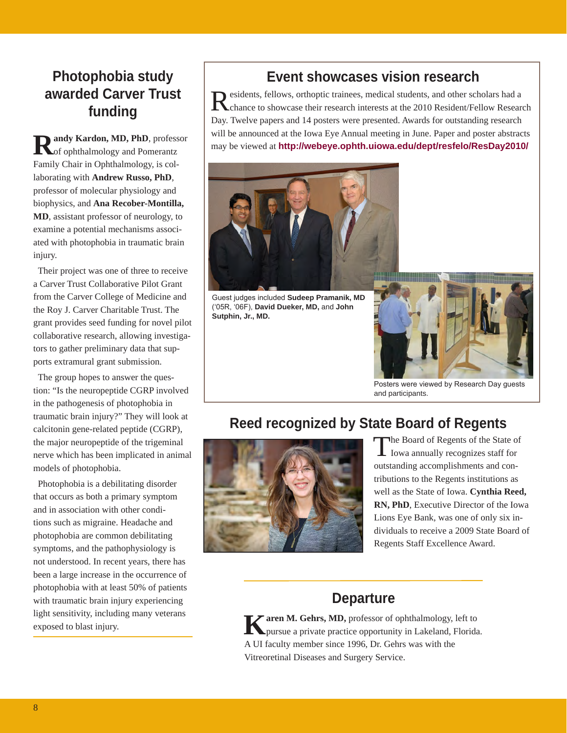## Photophobia study awarded Carver Trust funding

**Randy Kardon, MD, PhD**, professor of ophthalmology and Pomerantz Family Chair in Ophthalmology, is collaborating with **Andrew Russo, PhD**, professor of molecular physiology and biophysics, and **Ana Recober-Montilla, MD**, assistant professor of neurology, to examine a potential mechanisms associated with photophobia in traumatic brain injury.

Their project was one of three to receive a Carver Trust Collaborative Pilot Grant from the Carver College of Medicine and the Roy J. Carver Charitable Trust. The grant provides seed funding for novel pilot collaborative research, allowing investigators to gather preliminary data that supports extramural grant submission.

The group hopes to answer the question: "Is the neuropeptide CGRP involved in the pathogenesis of photophobia in traumatic brain injury?" They will look at calcitonin gene-related peptide (CGRP), the major neuropeptide of the trigeminal nerve which has been implicated in animal models of photophobia.

Photophobia is a debilitating disorder that occurs as both a primary symptom and in association with other conditions such as migraine. Headache and photophobia are common debilitating symptoms, and the pathophysiology is not understood. In recent years, there has been a large increase in the occurrence of photophobia with at least 50% of patients with traumatic brain injury experiencing light sensitivity, including many veterans exposed to blast injury.

## Event showcases vision research

Residents, fellows, orthoptic trainees, medical students, and other scholars had a chance to showcase their research interests at the 2010 Resident/Fellow Research Day. Twelve papers and 14 posters were presented. Awards for outstanding research will be announced at the Iowa Eye Annual meeting in June. Paper and poster abstracts may be viewed at **http://webeye.ophth.uiowa.edu/dept/resfelo/ResDay2010/**

Guest judges included **Sudeep Pramanik, MD** ('05R, '06F), **David Dueker, MD,** and **John Sutphin, Jr., MD.**

Posters were viewed by Research Day guests and participants.

## Reed recognized by State Board of Regents

The Board of Regents of the State of Iowa annually recognizes staff for outstanding accomplishments and contributions to the Regents institutions as well as the State of Iowa. **Cynthia Reed, RN, PhD**, Executive Director of the Iowa Lions Eye Bank, was one of only six individuals to receive a 2009 State Board of Regents Staff Excellence Award.

## Departure

**Karen M. Gehrs, MD,** professor of ophthalmology, left to pursue a private practice opportunity in Lakeland, Florida. A UI faculty member since 1996, Dr. Gehrs was with the Vitreoretinal Diseases and Surgery Service.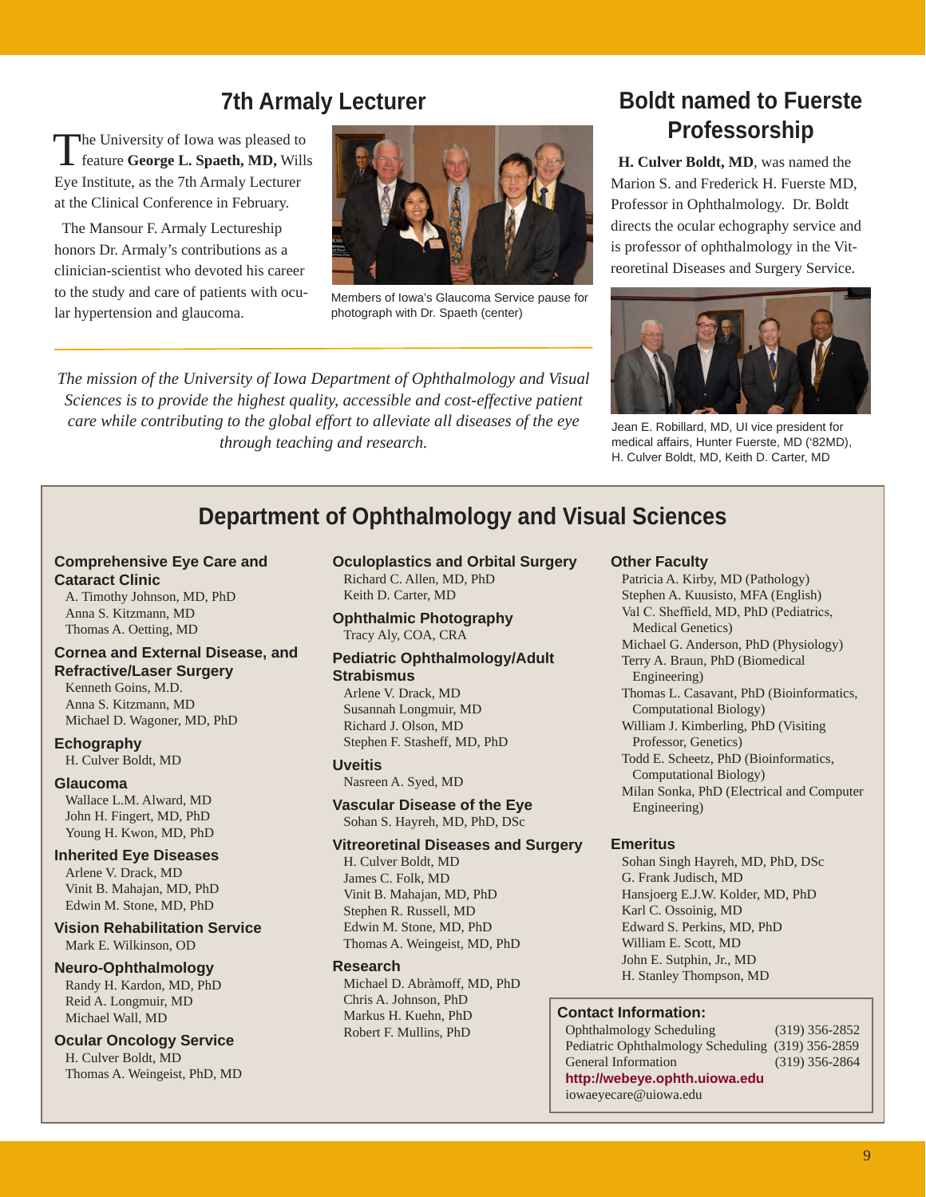## 7th Armaly Lecturer

The University of Iowa was pleased to feature **George L. Spaeth, MD,** Wills Eye Institute, as the 7th Armaly Lecturer at the Clinical Conference in February.

The Mansour F. Armaly Lectureship honors Dr. Armaly's contributions as a clinician-scientist who devoted his career to the study and care of patients with ocular hypertension and glaucoma.

Members of Iowa's Glaucoma Service pause for photograph with Dr. Spaeth (center)

*The mission of the University of Iowa Department of Ophthalmology and Visual Sciences is to provide the highest quality, accessible and cost-effective patient care while contributing to the global effort to alleviate all diseases of the eye through teaching and research.*

## Boldt named to Fuerste Professorship

**H. Culver Boldt, MD**, was named the Marion S. and Frederick H. Fuerste MD, Professor in Ophthalmology. Dr. Boldt directs the ocular echography service and is professor of ophthalmology in the Vitreoretinal Diseases and Surgery Service.

Jean E. Robillard, MD, UI vice president for medical affairs, Hunter Fuerste, MD ('82MD), H. Culver Boldt, MD, Keith D. Carter, MD

## Department of Ophthalmology and Visual Sciences

**Comprehensive Eye Care and Cataract Clinic**
A. Timothy Johnson, MD, PhD
Anna S. Kitzmann, MD
Thomas A. Oetting, MD

**Cornea and External Disease, and Refractive/Laser Surgery**
Kenneth Goins, M.D.
Anna S. Kitzmann, MD
Michael D. Wagoner, MD, PhD

**Echography**
H. Culver Boldt, MD

**Glaucoma**
Wallace L.M. Alward, MD
John H. Fingert, MD, PhD
Young H. Kwon, MD, PhD

**Inherited Eye Diseases**
Arlene V. Drack, MD
Vinit B. Mahajan, MD, PhD
Edwin M. Stone, MD, PhD

**Vision Rehabilitation Service**
Mark E. Wilkinson, OD

**Neuro-Ophthalmology**
Randy H. Kardon, MD, PhD
Reid A. Longmuir, MD
Michael Wall, MD

**Ocular Oncology Service**
H. Culver Boldt, MD
Thomas A. Weingeist, PhD, MD

**Oculoplastics and Orbital Surgery**
Richard C. Allen, MD, PhD
Keith D. Carter, MD

**Ophthalmic Photography**
Tracy Aly, COA, CRA

**Pediatric Ophthalmology/Adult Strabismus**
Arlene V. Drack, MD
Susannah Longmuir, MD
Richard J. Olson, MD
Stephen F. Stasheff, MD, PhD

**Uveitis**
Nasreen A. Syed, MD

**Vascular Disease of the Eye**
Sohan S. Hayreh, MD, PhD, DSc

**Vitreoretinal Diseases and Surgery**
H. Culver Boldt, MD
James C. Folk, MD
Vinit B. Mahajan, MD, PhD
Stephen R. Russell, MD
Edwin M. Stone, MD, PhD
Thomas A. Weingeist, MD, PhD

**Research**
Michael D. Abràmoff, MD, PhD
Chris A. Johnson, PhD
Markus H. Kuehn, PhD
Robert F. Mullins, PhD

**Other Faculty**
Patricia A. Kirby, MD (Pathology)
Stephen A. Kuusisto, MFA (English)
Val C. Sheffield, MD, PhD (Pediatrics, Medical Genetics)
Michael G. Anderson, PhD (Physiology)
Terry A. Braun, PhD (Biomedical Engineering)
Thomas L. Casavant, PhD (Bioinformatics, Computational Biology)
William J. Kimberling, PhD (Visiting Professor, Genetics)
Todd E. Scheetz, PhD (Bioinformatics, Computational Biology)
Milan Sonka, PhD (Electrical and Computer Engineering)

**Emeritus**
Sohan Singh Hayreh, MD, PhD, DSc
G. Frank Judisch, MD
Hansjoerg E.J.W. Kolder, MD, PhD
Karl C. Ossoinig, MD
Edward S. Perkins, MD, PhD
William E. Scott, MD
John E. Sutphin, Jr., MD
H. Stanley Thompson, MD

**Contact Information:**
Ophthalmology Scheduling (319) 356-2852
Pediatric Ophthalmology Scheduling (319) 356-2859
General Information (319) 356-2864
**http://webeye.ophth.uiowa.edu**
iowaeyecare@uiowa.edu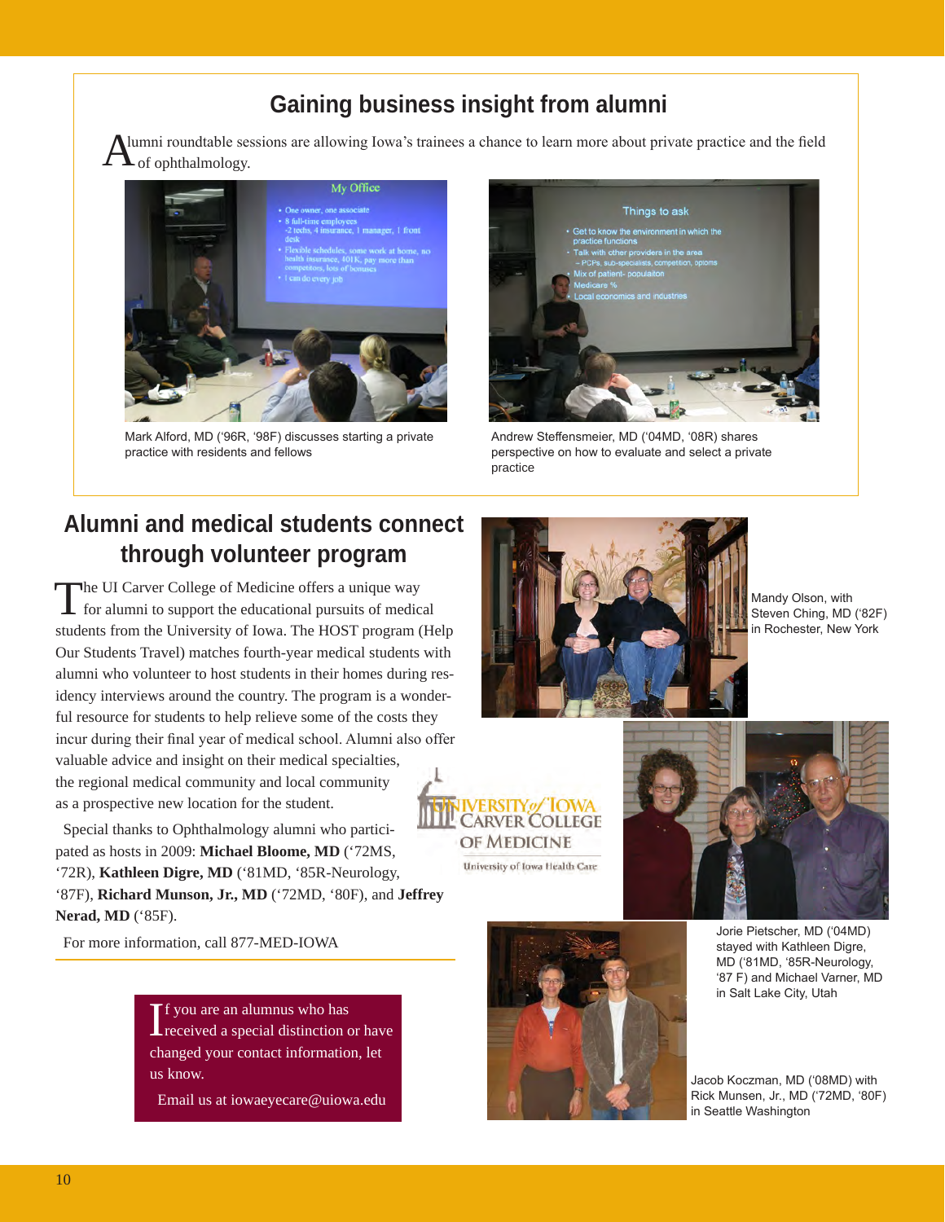## Gaining business insight from alumni

Alumni roundtable sessions are allowing Iowa's trainees a chance to learn more about private practice and the field of ophthalmology.

Mark Alford, MD ('96R, '98F) discusses starting a private practice with residents and fellows

Andrew Steffensmeier, MD ('04MD, '08R) shares perspective on how to evaluate and select a private practice

## Alumni and medical students connect through volunteer program

The UI Carver College of Medicine offers a unique way for alumni to support the educational pursuits of medical students from the University of Iowa. The HOST program (Help Our Students Travel) matches fourth-year medical students with alumni who volunteer to host students in their homes during residency interviews around the country. The program is a wonderful resource for students to help relieve some of the costs they incur during their final year of medical school. Alumni also offer valuable advice and insight on their medical specialties, the regional medical community and local community as a prospective new location for the student.

Special thanks to Ophthalmology alumni who participated as hosts in 2009: **Michael Bloome, MD** ('72MS, '72R), **Kathleen Digre, MD** ('81MD, '85R-Neurology, '87F), **Richard Munson, Jr., MD** ('72MD, '80F), and **Jeffrey Nerad, MD** ('85F).

For more information, call 877-MED-IOWA

Mandy Olson, with Steven Ching, MD ('82F) in Rochester, New York

University of Iowa Carver College of Medicine
University of Iowa Health Care

Jorie Pietscher, MD ('04MD) stayed with Kathleen Digre, MD ('81MD, '85R-Neurology, '87 F) and Michael Varner, MD in Salt Lake City, Utah

Jacob Koczman, MD ('08MD) with Rick Munsen, Jr., MD ('72MD, '80F) in Seattle Washington

If you are an alumnus who has received a special distinction or have changed your contact information, let us know.

Email us at iowaeyecare@uiowa.edu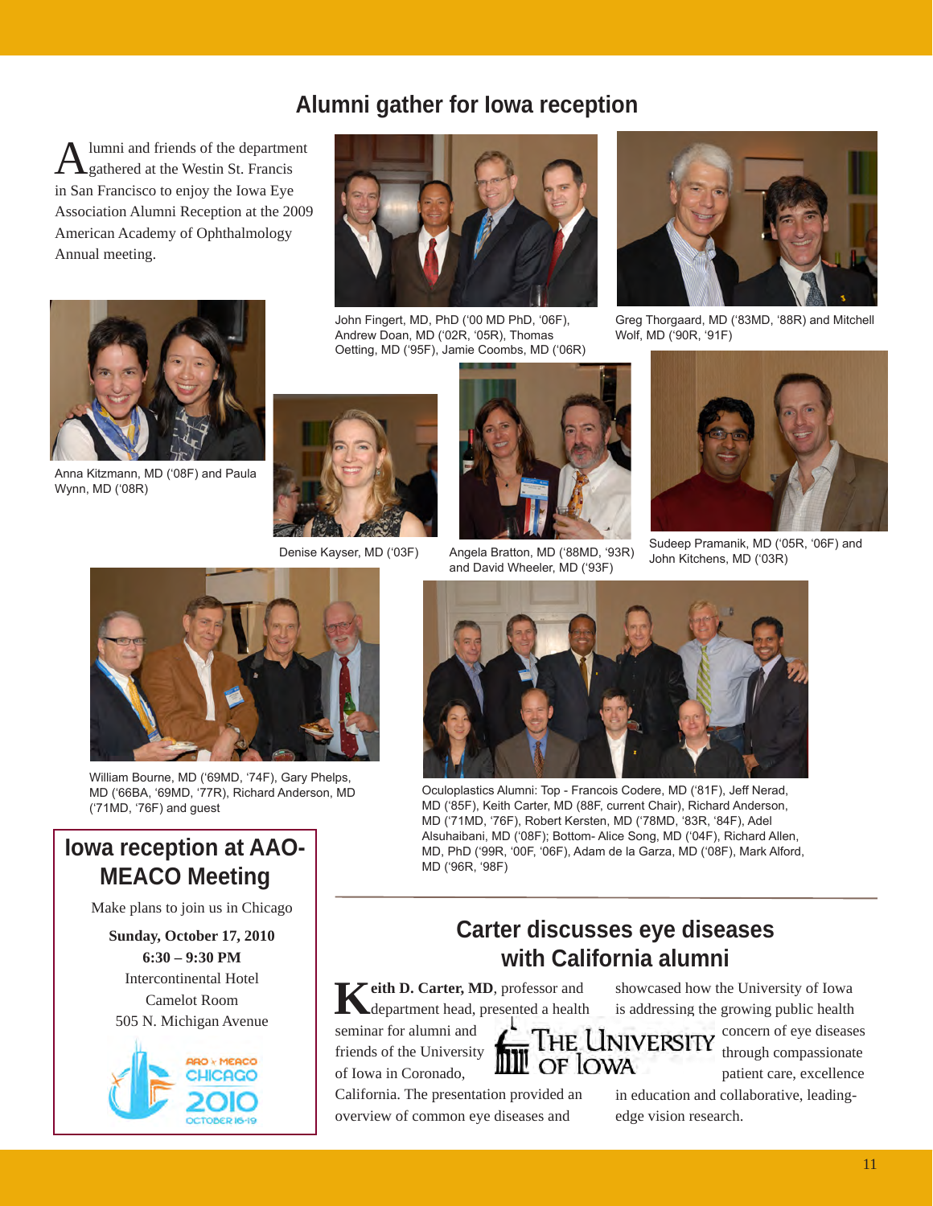# Alumni gather for Iowa reception

Alumni and friends of the department gathered at the Westin St. Francis in San Francisco to enjoy the Iowa Eye Association Alumni Reception at the 2009 American Academy of Ophthalmology Annual meeting.

John Fingert, MD, PhD ('00 MD PhD, '06F), Andrew Doan, MD ('02R, '05R), Thomas Oetting, MD ('95F), Jamie Coombs, MD ('06R)

Greg Thorgaard, MD ('83MD, '88R) and Mitchell Wolf, MD ('90R, '91F)

Anna Kitzmann, MD ('08F) and Paula Wynn, MD ('08R)

Denise Kayser, MD ('03F)

Angela Bratton, MD ('88MD, '93R) and David Wheeler, MD ('93F)

Sudeep Pramanik, MD ('05R, '06F) and John Kitchens, MD ('03R)

William Bourne, MD ('69MD, '74F), Gary Phelps, MD ('66BA, '69MD, '77R), Richard Anderson, MD ('71MD, '76F) and guest

Oculoplastics Alumni: Top - Francois Codere, MD ('81F), Jeff Nerad, MD ('85F), Keith Carter, MD (88F, current Chair), Richard Anderson, MD ('71MD, '76F), Robert Kersten, MD ('78MD, '83R, '84F), Adel Alsuhaibani, MD ('08F); Bottom- Alice Song, MD ('04F), Richard Allen, MD, PhD ('99R, '00F, '06F), Adam de la Garza, MD ('08F), Mark Alford, MD ('96R, '98F)

## Iowa reception at AAO-MEACO Meeting

Make plans to join us in Chicago

**Sunday, October 17, 2010**
**6:30 – 9:30 PM**
Intercontinental Hotel
Camelot Room
505 N. Michigan Avenue

AAO + MEACO CHICAGO 2010 OCTOBER 16-19

## Carter discusses eye diseases with California alumni

**Keith D. Carter, MD**, professor and department head, presented a health seminar for alumni and friends of the University of Iowa in Coronado, California. The presentation provided an overview of common eye diseases and showcased how the University of Iowa is addressing the growing public health concern of eye diseases through compassionate patient care, excellence in education and collaborative, leading-edge vision research.

THE UNIVERSITY OF IOWA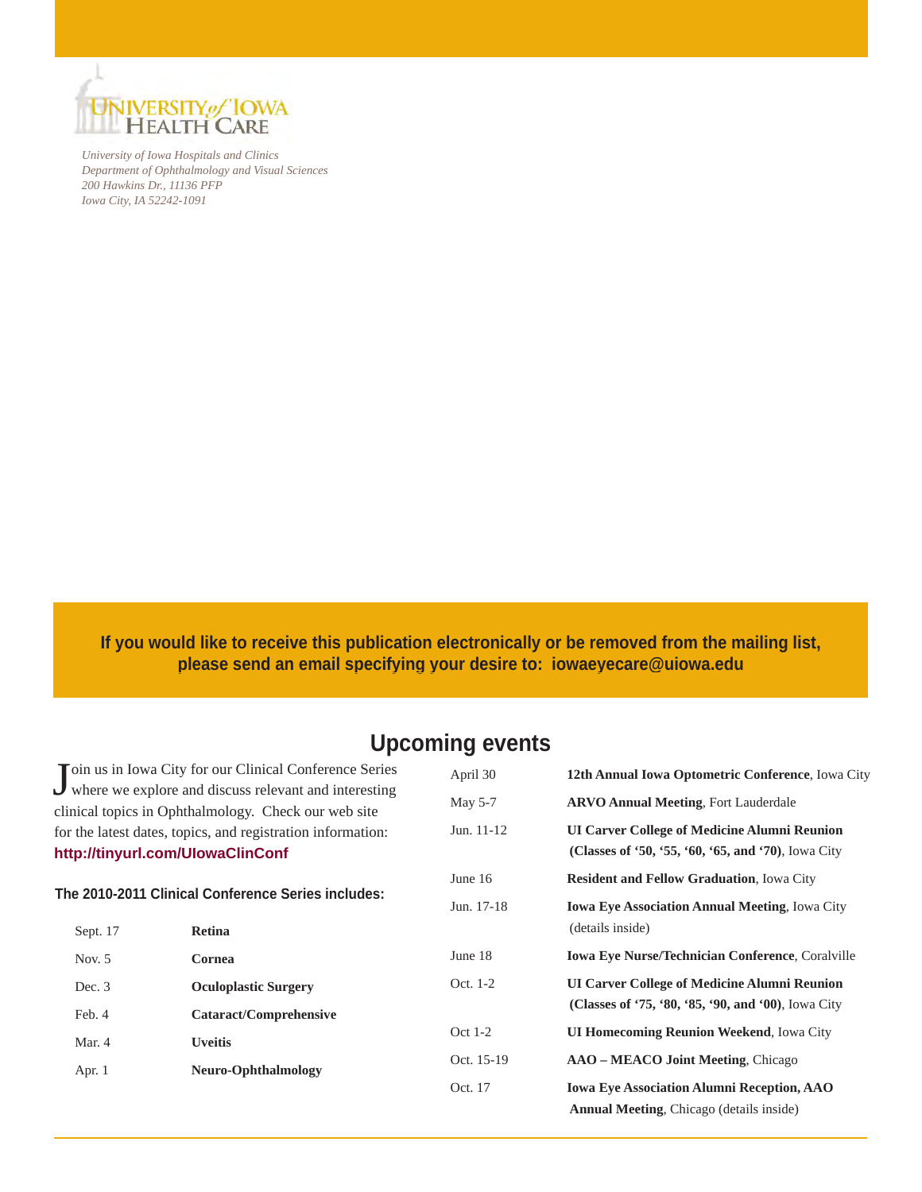UNIVERSITY *of* IOWA HEALTH CARE

*University of Iowa Hospitals and Clinics*
*Department of Ophthalmology and Visual Sciences*
*200 Hawkins Dr., 11136 PFP*
*Iowa City, IA 52242-1091*

**If you would like to receive this publication electronically or be removed from the mailing list, please send an email specifying your desire to: iowaeyecare@uiowa.edu**

## Upcoming events

Join us in Iowa City for our Clinical Conference Series where we explore and discuss relevant and interesting clinical topics in Ophthalmology. Check our web site for the latest dates, topics, and registration information: **http://tinyurl.com/UIowaClinConf**

**The 2010-2011 Clinical Conference Series includes:**

| | |
|---|---|
| Sept. 17 | **Retina** |
| Nov. 5 | **Cornea** |
| Dec. 3 | **Oculoplastic Surgery** |
| Feb. 4 | **Cataract/Comprehensive** |
| Mar. 4 | **Uveitis** |
| Apr. 1 | **Neuro-Ophthalmology** |

| | |
|---|---|
| April 30 | **12th Annual Iowa Optometric Conference**, Iowa City |
| May 5-7 | **ARVO Annual Meeting**, Fort Lauderdale |
| Jun. 11-12 | **UI Carver College of Medicine Alumni Reunion (Classes of '50, '55, '60, '65, and '70)**, Iowa City |
| June 16 | **Resident and Fellow Graduation**, Iowa City |
| Jun. 17-18 | **Iowa Eye Association Annual Meeting**, Iowa City (details inside) |
| June 18 | **Iowa Eye Nurse/Technician Conference**, Coralville |
| Oct. 1-2 | **UI Carver College of Medicine Alumni Reunion (Classes of '75, '80, '85, '90, and '00)**, Iowa City |
| Oct 1-2 | **UI Homecoming Reunion Weekend**, Iowa City |
| Oct. 15-19 | **AAO – MEACO Joint Meeting**, Chicago |
| Oct. 17 | **Iowa Eye Association Alumni Reception, AAO Annual Meeting**, Chicago (details inside) |